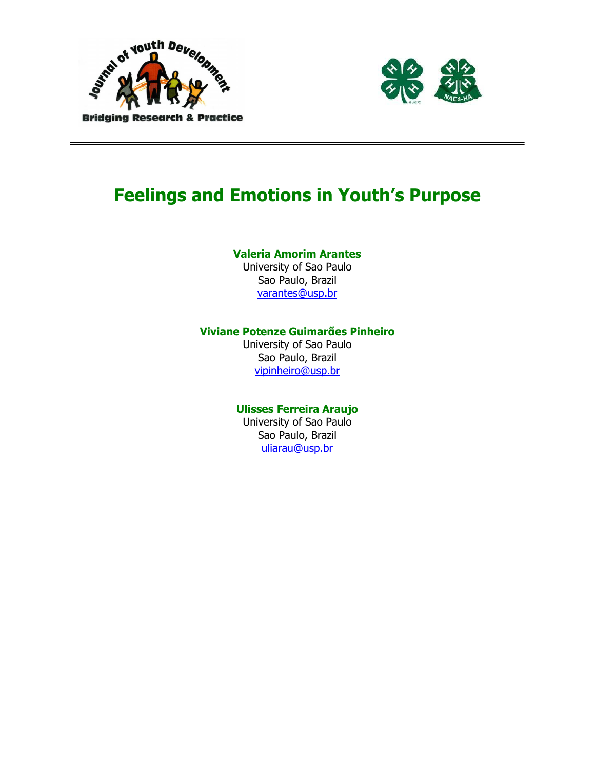# Feelings and Emotions in Youth's Purpose

**Valeria Amorim Arantes**
University of Sao Paulo
Sao Paulo, Brazil
varantes@usp.br

**Viviane Potenze Guimarães Pinheiro**
University of Sao Paulo
Sao Paulo, Brazil
vipinheiro@usp.br

**Ulisses Ferreira Araujo**
University of Sao Paulo
Sao Paulo, Brazil
uliarau@usp.br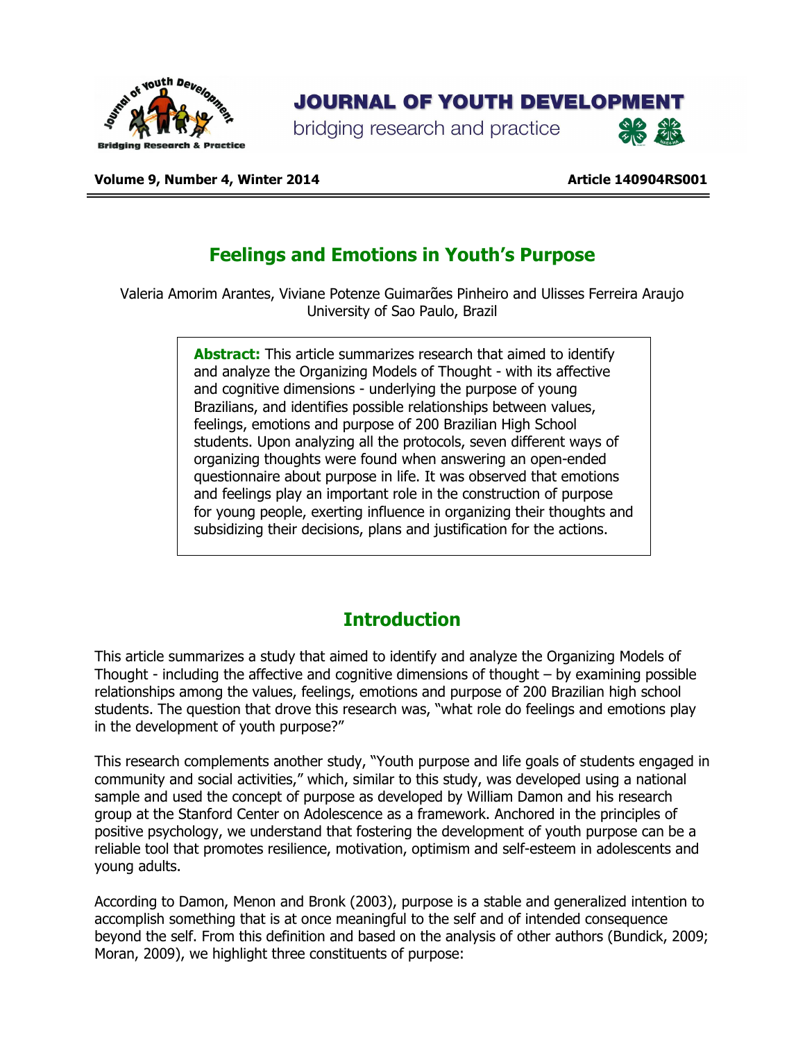# Feelings and Emotions in Youth's Purpose

Valeria Amorim Arantes, Viviane Potenze Guimarães Pinheiro and Ulisses Ferreira Araujo
University of Sao Paulo, Brazil

**Abstract:** This article summarizes research that aimed to identify and analyze the Organizing Models of Thought - with its affective and cognitive dimensions - underlying the purpose of young Brazilians, and identifies possible relationships between values, feelings, emotions and purpose of 200 Brazilian High School students. Upon analyzing all the protocols, seven different ways of organizing thoughts were found when answering an open-ended questionnaire about purpose in life. It was observed that emotions and feelings play an important role in the construction of purpose for young people, exerting influence in organizing their thoughts and subsidizing their decisions, plans and justification for the actions.

## Introduction

This article summarizes a study that aimed to identify and analyze the Organizing Models of Thought - including the affective and cognitive dimensions of thought – by examining possible relationships among the values, feelings, emotions and purpose of 200 Brazilian high school students. The question that drove this research was, "what role do feelings and emotions play in the development of youth purpose?"

This research complements another study, "Youth purpose and life goals of students engaged in community and social activities," which, similar to this study, was developed using a national sample and used the concept of purpose as developed by William Damon and his research group at the Stanford Center on Adolescence as a framework. Anchored in the principles of positive psychology, we understand that fostering the development of youth purpose can be a reliable tool that promotes resilience, motivation, optimism and self-esteem in adolescents and young adults.

According to Damon, Menon and Bronk (2003), purpose is a stable and generalized intention to accomplish something that is at once meaningful to the self and of intended consequence beyond the self. From this definition and based on the analysis of other authors (Bundick, 2009; Moran, 2009), we highlight three constituents of purpose: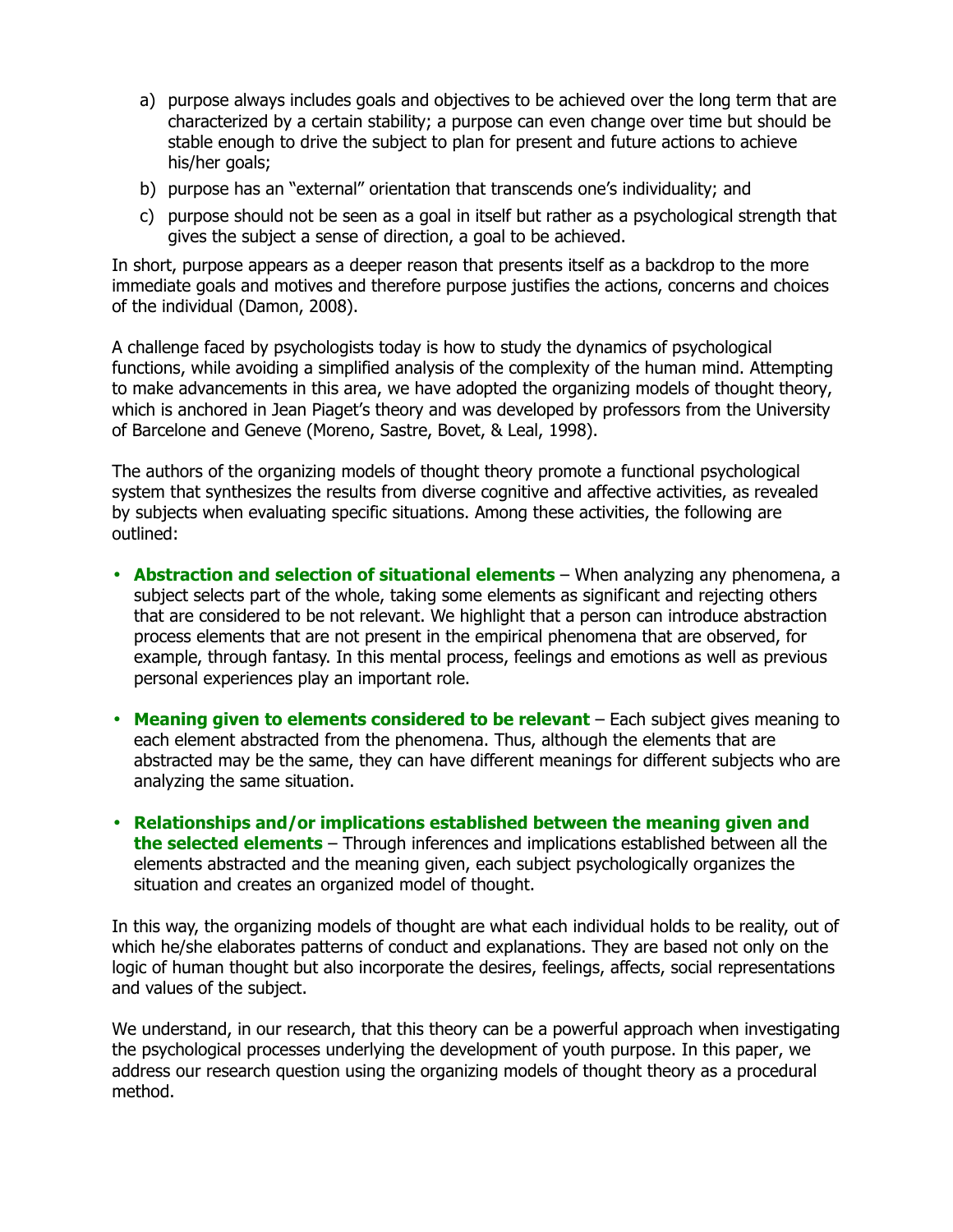a) purpose always includes goals and objectives to be achieved over the long term that are characterized by a certain stability; a purpose can even change over time but should be stable enough to drive the subject to plan for present and future actions to achieve his/her goals;
b) purpose has an "external" orientation that transcends one's individuality; and
c) purpose should not be seen as a goal in itself but rather as a psychological strength that gives the subject a sense of direction, a goal to be achieved.

In short, purpose appears as a deeper reason that presents itself as a backdrop to the more immediate goals and motives and therefore purpose justifies the actions, concerns and choices of the individual (Damon, 2008).

A challenge faced by psychologists today is how to study the dynamics of psychological functions, while avoiding a simplified analysis of the complexity of the human mind. Attempting to make advancements in this area, we have adopted the organizing models of thought theory, which is anchored in Jean Piaget's theory and was developed by professors from the University of Barcelone and Geneve (Moreno, Sastre, Bovet, & Leal, 1998).

The authors of the organizing models of thought theory promote a functional psychological system that synthesizes the results from diverse cognitive and affective activities, as revealed by subjects when evaluating specific situations. Among these activities, the following are outlined:

- **Abstraction and selection of situational elements** – When analyzing any phenomena, a subject selects part of the whole, taking some elements as significant and rejecting others that are considered to be not relevant. We highlight that a person can introduce abstraction process elements that are not present in the empirical phenomena that are observed, for example, through fantasy. In this mental process, feelings and emotions as well as previous personal experiences play an important role.

- **Meaning given to elements considered to be relevant** – Each subject gives meaning to each element abstracted from the phenomena. Thus, although the elements that are abstracted may be the same, they can have different meanings for different subjects who are analyzing the same situation.

- **Relationships and/or implications established between the meaning given and the selected elements** – Through inferences and implications established between all the elements abstracted and the meaning given, each subject psychologically organizes the situation and creates an organized model of thought.

In this way, the organizing models of thought are what each individual holds to be reality, out of which he/she elaborates patterns of conduct and explanations. They are based not only on the logic of human thought but also incorporate the desires, feelings, affects, social representations and values of the subject.

We understand, in our research, that this theory can be a powerful approach when investigating the psychological processes underlying the development of youth purpose. In this paper, we address our research question using the organizing models of thought theory as a procedural method.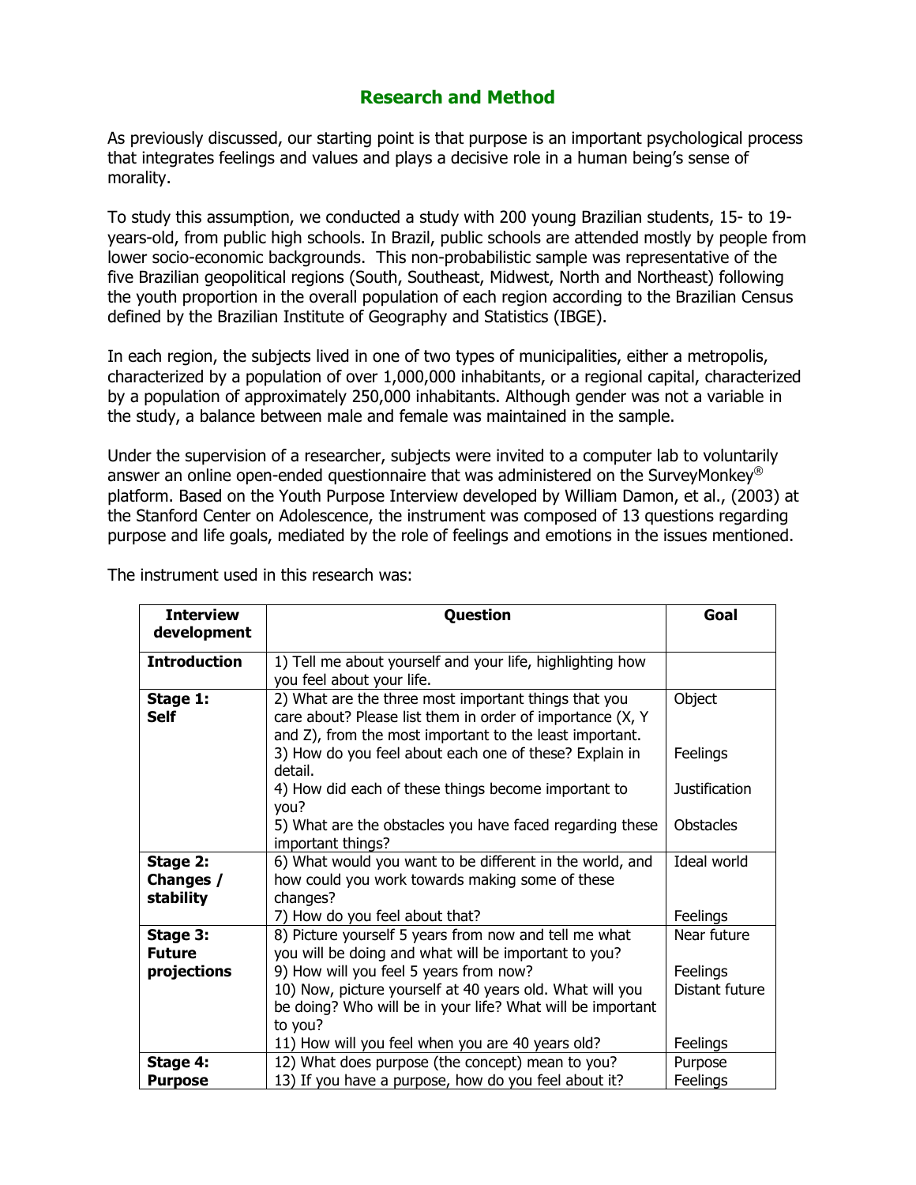## Research and Method

As previously discussed, our starting point is that purpose is an important psychological process that integrates feelings and values and plays a decisive role in a human being's sense of morality.

To study this assumption, we conducted a study with 200 young Brazilian students, 15- to 19-years-old, from public high schools. In Brazil, public schools are attended mostly by people from lower socio-economic backgrounds. This non-probabilistic sample was representative of the five Brazilian geopolitical regions (South, Southeast, Midwest, North and Northeast) following the youth proportion in the overall population of each region according to the Brazilian Census defined by the Brazilian Institute of Geography and Statistics (IBGE).

In each region, the subjects lived in one of two types of municipalities, either a metropolis, characterized by a population of over 1,000,000 inhabitants, or a regional capital, characterized by a population of approximately 250,000 inhabitants. Although gender was not a variable in the study, a balance between male and female was maintained in the sample.

Under the supervision of a researcher, subjects were invited to a computer lab to voluntarily answer an online open-ended questionnaire that was administered on the SurveyMonkey® platform. Based on the Youth Purpose Interview developed by William Damon, et al., (2003) at the Stanford Center on Adolescence, the instrument was composed of 13 questions regarding purpose and life goals, mediated by the role of feelings and emotions in the issues mentioned.

The instrument used in this research was:

| Interview development | Question | Goal |
|---|---|---|
| **Introduction** | 1) Tell me about yourself and your life, highlighting how you feel about your life. | |
| **Stage 1: Self** | 2) What are the three most important things that you care about? Please list them in order of importance (X, Y and Z), from the most important to the least important. | Object |
| | 3) How do you feel about each one of these? Explain in detail. | Feelings |
| | 4) How did each of these things become important to you? | Justification |
| | 5) What are the obstacles you have faced regarding these important things? | Obstacles |
| **Stage 2: Changes / stability** | 6) What would you want to be different in the world, and how could you work towards making some of these changes? | Ideal world |
| | 7) How do you feel about that? | Feelings |
| **Stage 3: Future projections** | 8) Picture yourself 5 years from now and tell me what you will be doing and what will be important to you? | Near future |
| | 9) How will you feel 5 years from now? | Feelings |
| | 10) Now, picture yourself at 40 years old. What will you be doing? Who will be in your life? What will be important to you? | Distant future |
| | 11) How will you feel when you are 40 years old? | Feelings |
| **Stage 4: Purpose** | 12) What does purpose (the concept) mean to you? | Purpose |
| | 13) If you have a purpose, how do you feel about it? | Feelings |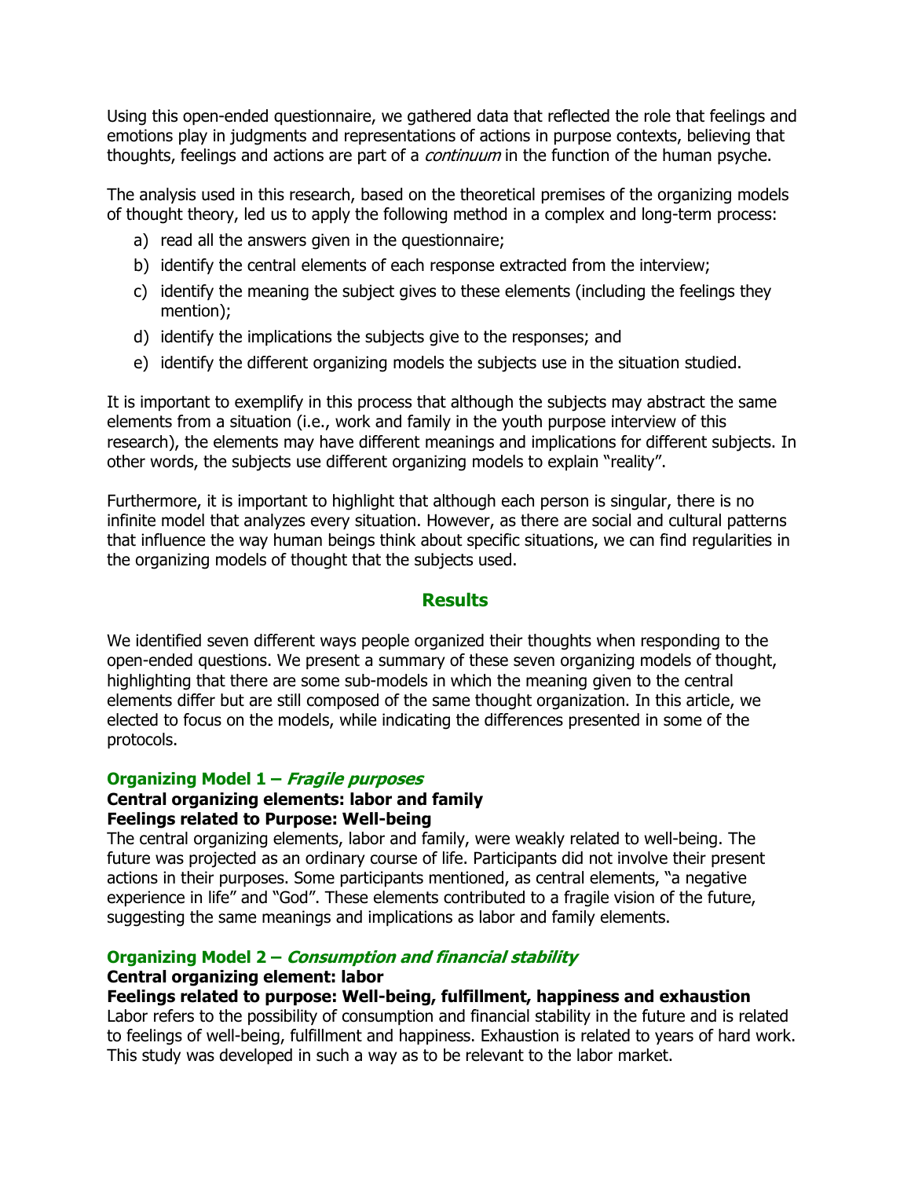Using this open-ended questionnaire, we gathered data that reflected the role that feelings and emotions play in judgments and representations of actions in purpose contexts, believing that thoughts, feelings and actions are part of a *continuum* in the function of the human psyche.

The analysis used in this research, based on the theoretical premises of the organizing models of thought theory, led us to apply the following method in a complex and long-term process:

a) read all the answers given in the questionnaire;
b) identify the central elements of each response extracted from the interview;
c) identify the meaning the subject gives to these elements (including the feelings they mention);
d) identify the implications the subjects give to the responses; and
e) identify the different organizing models the subjects use in the situation studied.

It is important to exemplify in this process that although the subjects may abstract the same elements from a situation (i.e., work and family in the youth purpose interview of this research), the elements may have different meanings and implications for different subjects. In other words, the subjects use different organizing models to explain "reality".

Furthermore, it is important to highlight that although each person is singular, there is no infinite model that analyzes every situation. However, as there are social and cultural patterns that influence the way human beings think about specific situations, we can find regularities in the organizing models of thought that the subjects used.

## Results

We identified seven different ways people organized their thoughts when responding to the open-ended questions. We present a summary of these seven organizing models of thought, highlighting that there are some sub-models in which the meaning given to the central elements differ but are still composed of the same thought organization. In this article, we elected to focus on the models, while indicating the differences presented in some of the protocols.

### Organizing Model 1 – *Fragile purposes*

**Central organizing elements: labor and family**
**Feelings related to Purpose: Well-being**

The central organizing elements, labor and family, were weakly related to well-being. The future was projected as an ordinary course of life. Participants did not involve their present actions in their purposes. Some participants mentioned, as central elements, "a negative experience in life" and "God". These elements contributed to a fragile vision of the future, suggesting the same meanings and implications as labor and family elements.

### Organizing Model 2 – *Consumption and financial stability*

**Central organizing element: labor**
**Feelings related to purpose: Well-being, fulfillment, happiness and exhaustion**

Labor refers to the possibility of consumption and financial stability in the future and is related to feelings of well-being, fulfillment and happiness. Exhaustion is related to years of hard work. This study was developed in such a way as to be relevant to the labor market.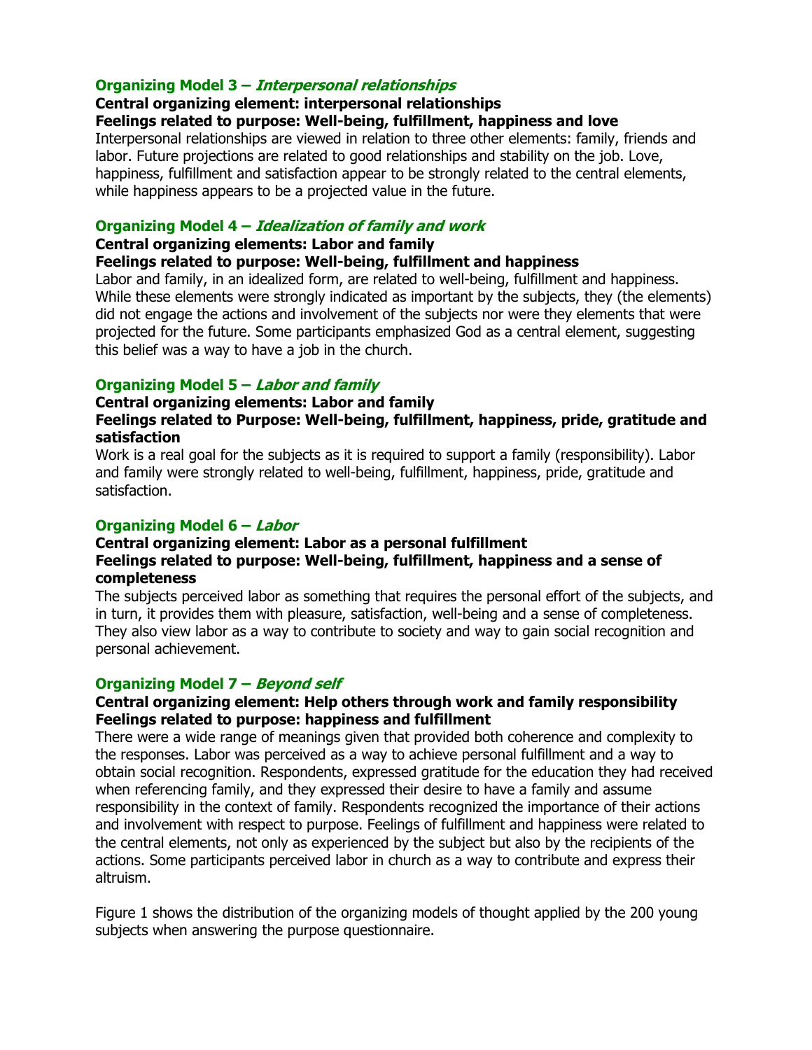### Organizing Model 3 – *Interpersonal relationships*

**Central organizing element: interpersonal relationships**
**Feelings related to purpose: Well-being, fulfillment, happiness and love**

Interpersonal relationships are viewed in relation to three other elements: family, friends and labor. Future projections are related to good relationships and stability on the job. Love, happiness, fulfillment and satisfaction appear to be strongly related to the central elements, while happiness appears to be a projected value in the future.

### Organizing Model 4 – *Idealization of family and work*

**Central organizing elements: Labor and family**
**Feelings related to purpose: Well-being, fulfillment and happiness**

Labor and family, in an idealized form, are related to well-being, fulfillment and happiness. While these elements were strongly indicated as important by the subjects, they (the elements) did not engage the actions and involvement of the subjects nor were they elements that were projected for the future. Some participants emphasized God as a central element, suggesting this belief was a way to have a job in the church.

### Organizing Model 5 – *Labor and family*

**Central organizing elements: Labor and family**
**Feelings related to Purpose: Well-being, fulfillment, happiness, pride, gratitude and satisfaction**

Work is a real goal for the subjects as it is required to support a family (responsibility). Labor and family were strongly related to well-being, fulfillment, happiness, pride, gratitude and satisfaction.

### Organizing Model 6 – *Labor*

**Central organizing element: Labor as a personal fulfillment**
**Feelings related to purpose: Well-being, fulfillment, happiness and a sense of completeness**

The subjects perceived labor as something that requires the personal effort of the subjects, and in turn, it provides them with pleasure, satisfaction, well-being and a sense of completeness. They also view labor as a way to contribute to society and way to gain social recognition and personal achievement.

### Organizing Model 7 – *Beyond self*

**Central organizing element: Help others through work and family responsibility**
**Feelings related to purpose: happiness and fulfillment**

There were a wide range of meanings given that provided both coherence and complexity to the responses. Labor was perceived as a way to achieve personal fulfillment and a way to obtain social recognition. Respondents, expressed gratitude for the education they had received when referencing family, and they expressed their desire to have a family and assume responsibility in the context of family. Respondents recognized the importance of their actions and involvement with respect to purpose. Feelings of fulfillment and happiness were related to the central elements, not only as experienced by the subject but also by the recipients of the actions. Some participants perceived labor in church as a way to contribute and express their altruism.

Figure 1 shows the distribution of the organizing models of thought applied by the 200 young subjects when answering the purpose questionnaire.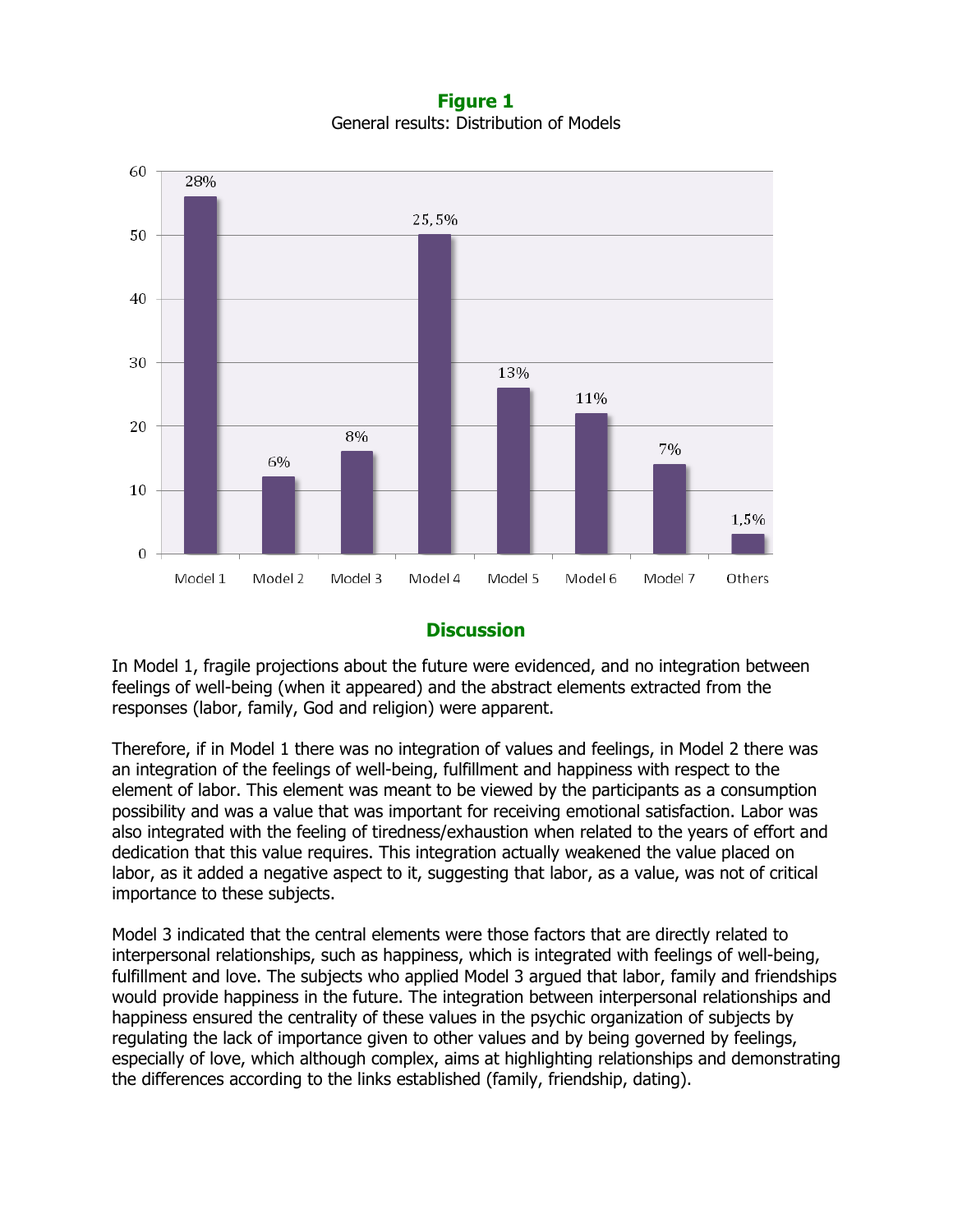**Figure 1**

General results: Distribution of Models

| Model | Value | Percentage |
|---|---|---|
| Model 1 | 56 | 28% |
| Model 2 | 12 | 6% |
| Model 3 | 16 | 8% |
| Model 4 | 50 | 25,5% |
| Model 5 | 26 | 13% |
| Model 6 | 22 | 11% |
| Model 7 | 14 | 7% |
| Others | 3 | 1,5% |

## Discussion

In Model 1, fragile projections about the future were evidenced, and no integration between feelings of well-being (when it appeared) and the abstract elements extracted from the responses (labor, family, God and religion) were apparent.

Therefore, if in Model 1 there was no integration of values and feelings, in Model 2 there was an integration of the feelings of well-being, fulfillment and happiness with respect to the element of labor. This element was meant to be viewed by the participants as a consumption possibility and was a value that was important for receiving emotional satisfaction. Labor was also integrated with the feeling of tiredness/exhaustion when related to the years of effort and dedication that this value requires. This integration actually weakened the value placed on labor, as it added a negative aspect to it, suggesting that labor, as a value, was not of critical importance to these subjects.

Model 3 indicated that the central elements were those factors that are directly related to interpersonal relationships, such as happiness, which is integrated with feelings of well-being, fulfillment and love. The subjects who applied Model 3 argued that labor, family and friendships would provide happiness in the future. The integration between interpersonal relationships and happiness ensured the centrality of these values in the psychic organization of subjects by regulating the lack of importance given to other values and by being governed by feelings, especially of love, which although complex, aims at highlighting relationships and demonstrating the differences according to the links established (family, friendship, dating).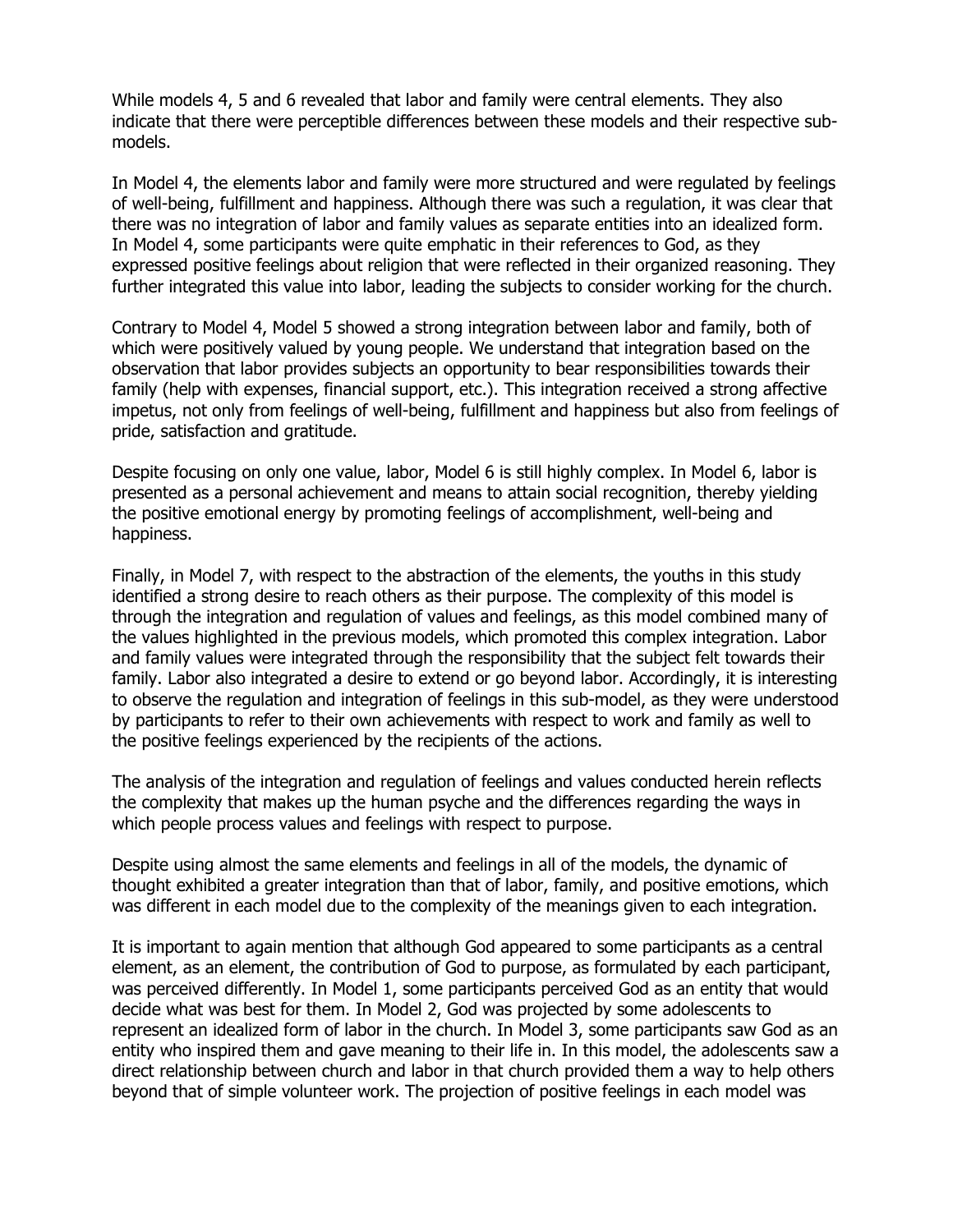While models 4, 5 and 6 revealed that labor and family were central elements. They also indicate that there were perceptible differences between these models and their respective sub-models.

In Model 4, the elements labor and family were more structured and were regulated by feelings of well-being, fulfillment and happiness. Although there was such a regulation, it was clear that there was no integration of labor and family values as separate entities into an idealized form. In Model 4, some participants were quite emphatic in their references to God, as they expressed positive feelings about religion that were reflected in their organized reasoning. They further integrated this value into labor, leading the subjects to consider working for the church.

Contrary to Model 4, Model 5 showed a strong integration between labor and family, both of which were positively valued by young people. We understand that integration based on the observation that labor provides subjects an opportunity to bear responsibilities towards their family (help with expenses, financial support, etc.). This integration received a strong affective impetus, not only from feelings of well-being, fulfillment and happiness but also from feelings of pride, satisfaction and gratitude.

Despite focusing on only one value, labor, Model 6 is still highly complex. In Model 6, labor is presented as a personal achievement and means to attain social recognition, thereby yielding the positive emotional energy by promoting feelings of accomplishment, well-being and happiness.

Finally, in Model 7, with respect to the abstraction of the elements, the youths in this study identified a strong desire to reach others as their purpose. The complexity of this model is through the integration and regulation of values and feelings, as this model combined many of the values highlighted in the previous models, which promoted this complex integration. Labor and family values were integrated through the responsibility that the subject felt towards their family. Labor also integrated a desire to extend or go beyond labor. Accordingly, it is interesting to observe the regulation and integration of feelings in this sub-model, as they were understood by participants to refer to their own achievements with respect to work and family as well to the positive feelings experienced by the recipients of the actions.

The analysis of the integration and regulation of feelings and values conducted herein reflects the complexity that makes up the human psyche and the differences regarding the ways in which people process values and feelings with respect to purpose.

Despite using almost the same elements and feelings in all of the models, the dynamic of thought exhibited a greater integration than that of labor, family, and positive emotions, which was different in each model due to the complexity of the meanings given to each integration.

It is important to again mention that although God appeared to some participants as a central element, as an element, the contribution of God to purpose, as formulated by each participant, was perceived differently. In Model 1, some participants perceived God as an entity that would decide what was best for them. In Model 2, God was projected by some adolescents to represent an idealized form of labor in the church. In Model 3, some participants saw God as an entity who inspired them and gave meaning to their life in. In this model, the adolescents saw a direct relationship between church and labor in that church provided them a way to help others beyond that of simple volunteer work. The projection of positive feelings in each model was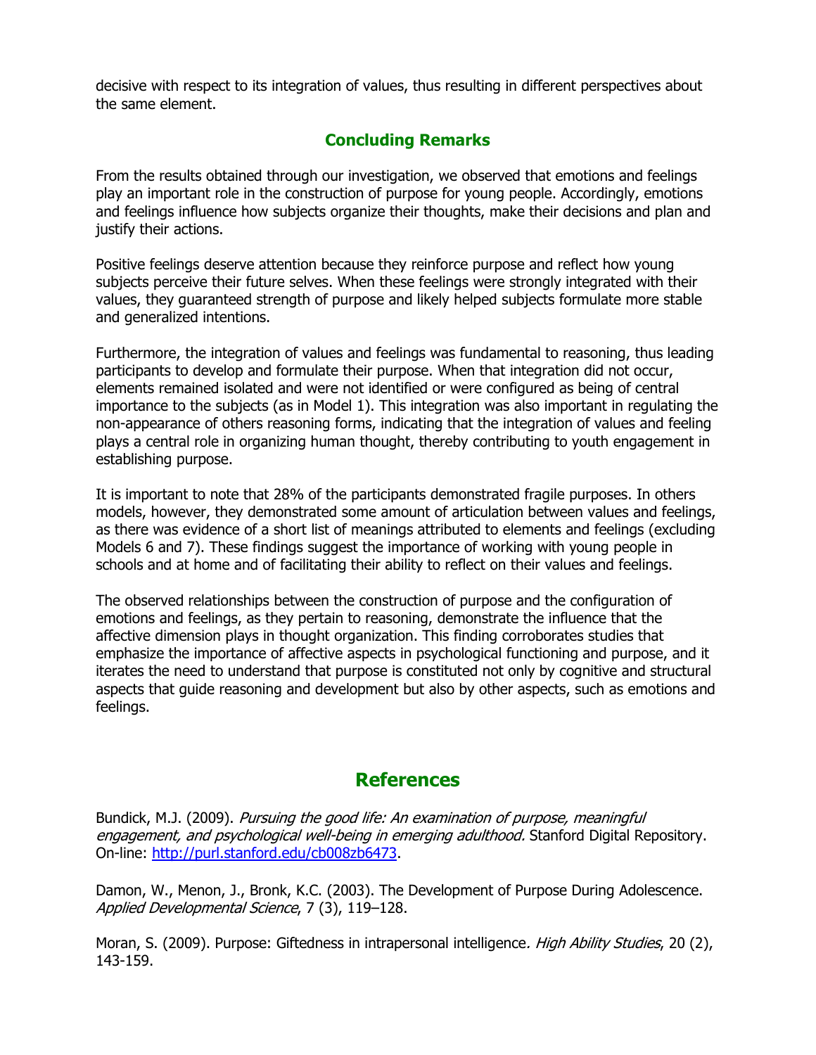decisive with respect to its integration of values, thus resulting in different perspectives about the same element.

## Concluding Remarks

From the results obtained through our investigation, we observed that emotions and feelings play an important role in the construction of purpose for young people. Accordingly, emotions and feelings influence how subjects organize their thoughts, make their decisions and plan and justify their actions.

Positive feelings deserve attention because they reinforce purpose and reflect how young subjects perceive their future selves. When these feelings were strongly integrated with their values, they guaranteed strength of purpose and likely helped subjects formulate more stable and generalized intentions.

Furthermore, the integration of values and feelings was fundamental to reasoning, thus leading participants to develop and formulate their purpose. When that integration did not occur, elements remained isolated and were not identified or were configured as being of central importance to the subjects (as in Model 1). This integration was also important in regulating the non-appearance of others reasoning forms, indicating that the integration of values and feeling plays a central role in organizing human thought, thereby contributing to youth engagement in establishing purpose.

It is important to note that 28% of the participants demonstrated fragile purposes. In others models, however, they demonstrated some amount of articulation between values and feelings, as there was evidence of a short list of meanings attributed to elements and feelings (excluding Models 6 and 7). These findings suggest the importance of working with young people in schools and at home and of facilitating their ability to reflect on their values and feelings.

The observed relationships between the construction of purpose and the configuration of emotions and feelings, as they pertain to reasoning, demonstrate the influence that the affective dimension plays in thought organization. This finding corroborates studies that emphasize the importance of affective aspects in psychological functioning and purpose, and it iterates the need to understand that purpose is constituted not only by cognitive and structural aspects that guide reasoning and development but also by other aspects, such as emotions and feelings.

# References

Bundick, M.J. (2009). *Pursuing the good life: An examination of purpose, meaningful engagement, and psychological well-being in emerging adulthood.* Stanford Digital Repository. On-line: [http://purl.stanford.edu/cb008zb6473](http://purl.stanford.edu/cb008zb6473).

Damon, W., Menon, J., Bronk, K.C. (2003). The Development of Purpose During Adolescence. *Applied Developmental Science*, 7 (3), 119–128.

Moran, S. (2009). Purpose: Giftedness in intrapersonal intelligence. *High Ability Studies*, 20 (2), 143-159.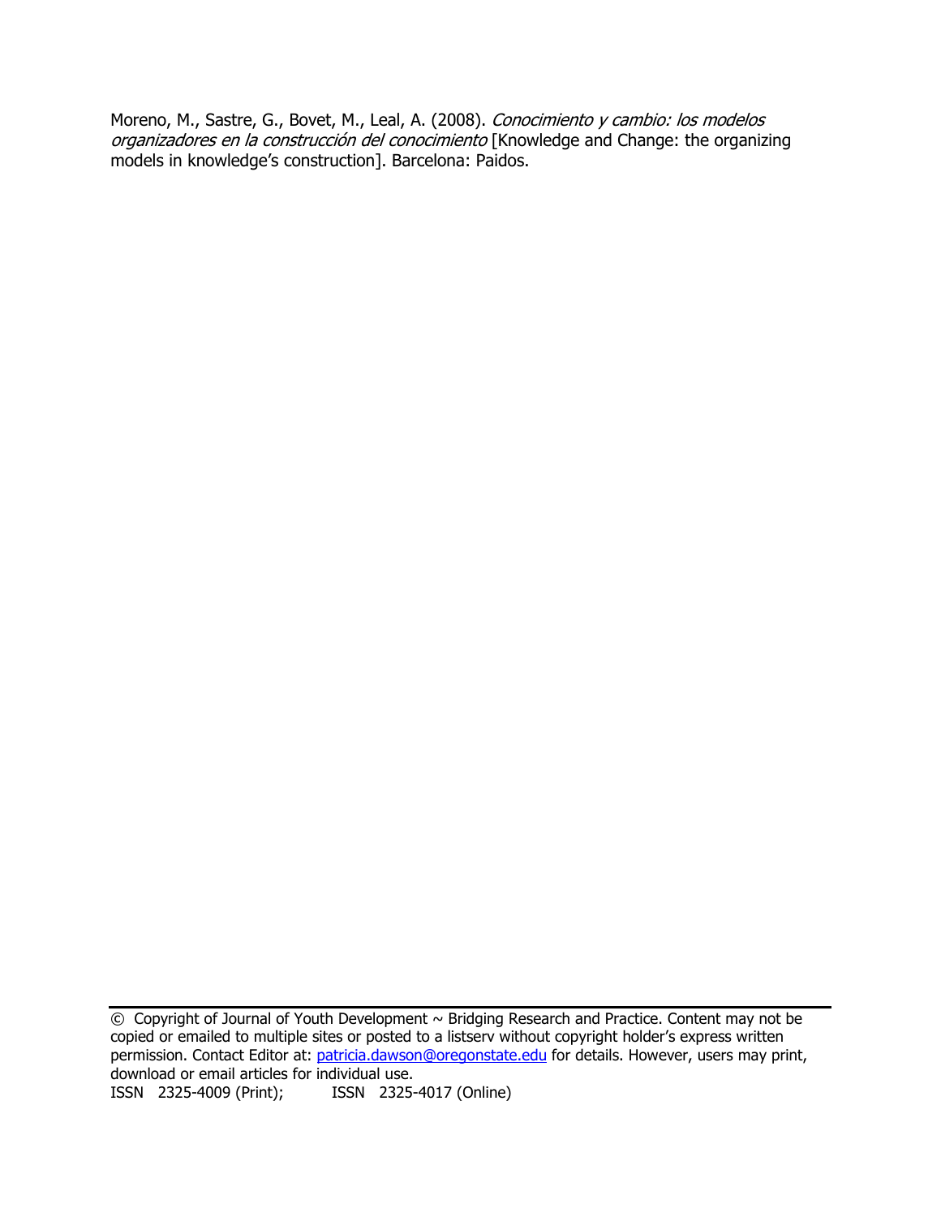Moreno, M., Sastre, G., Bovet, M., Leal, A. (2008). *Conocimiento y cambio: los modelos organizadores en la construcción del conocimiento* [Knowledge and Change: the organizing models in knowledge's construction]. Barcelona: Paidos.

© Copyright of Journal of Youth Development ~ Bridging Research and Practice. Content may not be copied or emailed to multiple sites or posted to a listserv without copyright holder's express written permission. Contact Editor at: patricia.dawson@oregonstate.edu for details. However, users may print, download or email articles for individual use.
ISSN 2325-4009 (Print); ISSN 2325-4017 (Online)